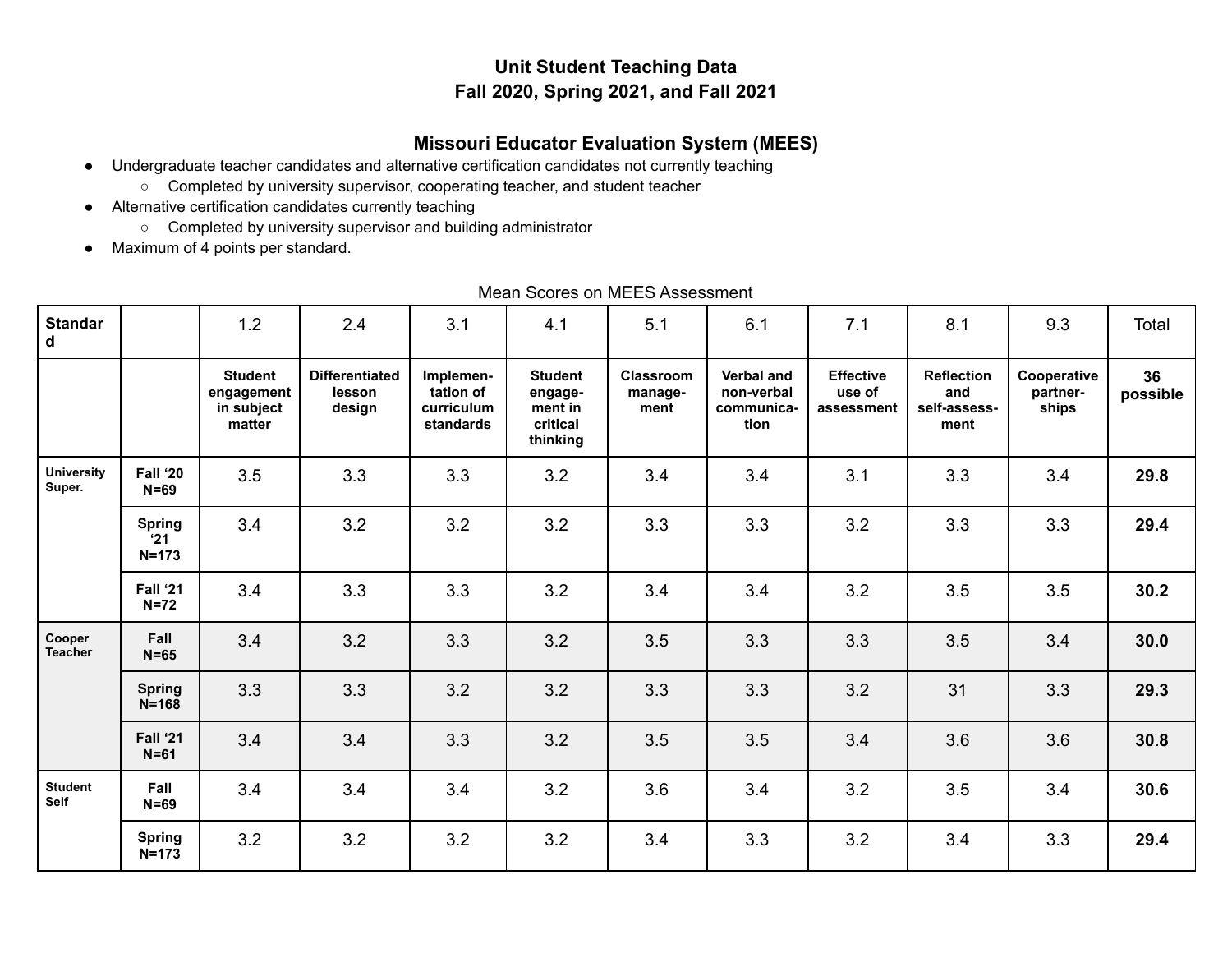# Unit Student Teaching Data
# Fall 2020, Spring 2021, and Fall 2021

## Missouri Educator Evaluation System (MEES)

- Undergraduate teacher candidates and alternative certification candidates not currently teaching
  - Completed by university supervisor, cooperating teacher, and student teacher
- Alternative certification candidates currently teaching
  - Completed by university supervisor and building administrator
- Maximum of 4 points per standard.

Mean Scores on MEES Assessment

| Standard | | 1.2 | 2.4 | 3.1 | 4.1 | 5.1 | 6.1 | 7.1 | 8.1 | 9.3 | Total |
|---|---|---|---|---|---|---|---|---|---|---|---|
| | | **Student engagement in subject matter** | **Differentiated lesson design** | **Implemen-tation of curriculum standards** | **Student engage-ment in critical thinking** | **Classroom manage-ment** | **Verbal and non-verbal communica-tion** | **Effective use of assessment** | **Reflection and self-assess-ment** | **Cooperative partner-ships** | **36 possible** |
| **University Super.** | **Fall '20 N=69** | 3.5 | 3.3 | 3.3 | 3.2 | 3.4 | 3.4 | 3.1 | 3.3 | 3.4 | **29.8** |
| | **Spring '21 N=173** | 3.4 | 3.2 | 3.2 | 3.2 | 3.3 | 3.3 | 3.2 | 3.3 | 3.3 | **29.4** |
| | **Fall '21 N=72** | 3.4 | 3.3 | 3.3 | 3.2 | 3.4 | 3.4 | 3.2 | 3.5 | 3.5 | **30.2** |
| **Cooper Teacher** | **Fall N=65** | 3.4 | 3.2 | 3.3 | 3.2 | 3.5 | 3.3 | 3.3 | 3.5 | 3.4 | **30.0** |
| | **Spring N=168** | 3.3 | 3.3 | 3.2 | 3.2 | 3.3 | 3.3 | 3.2 | 31 | 3.3 | **29.3** |
| | **Fall '21 N=61** | 3.4 | 3.4 | 3.3 | 3.2 | 3.5 | 3.5 | 3.4 | 3.6 | 3.6 | **30.8** |
| **Student Self** | **Fall N=69** | 3.4 | 3.4 | 3.4 | 3.2 | 3.6 | 3.4 | 3.2 | 3.5 | 3.4 | **30.6** |
| | **Spring N=173** | 3.2 | 3.2 | 3.2 | 3.2 | 3.4 | 3.3 | 3.2 | 3.4 | 3.3 | **29.4** |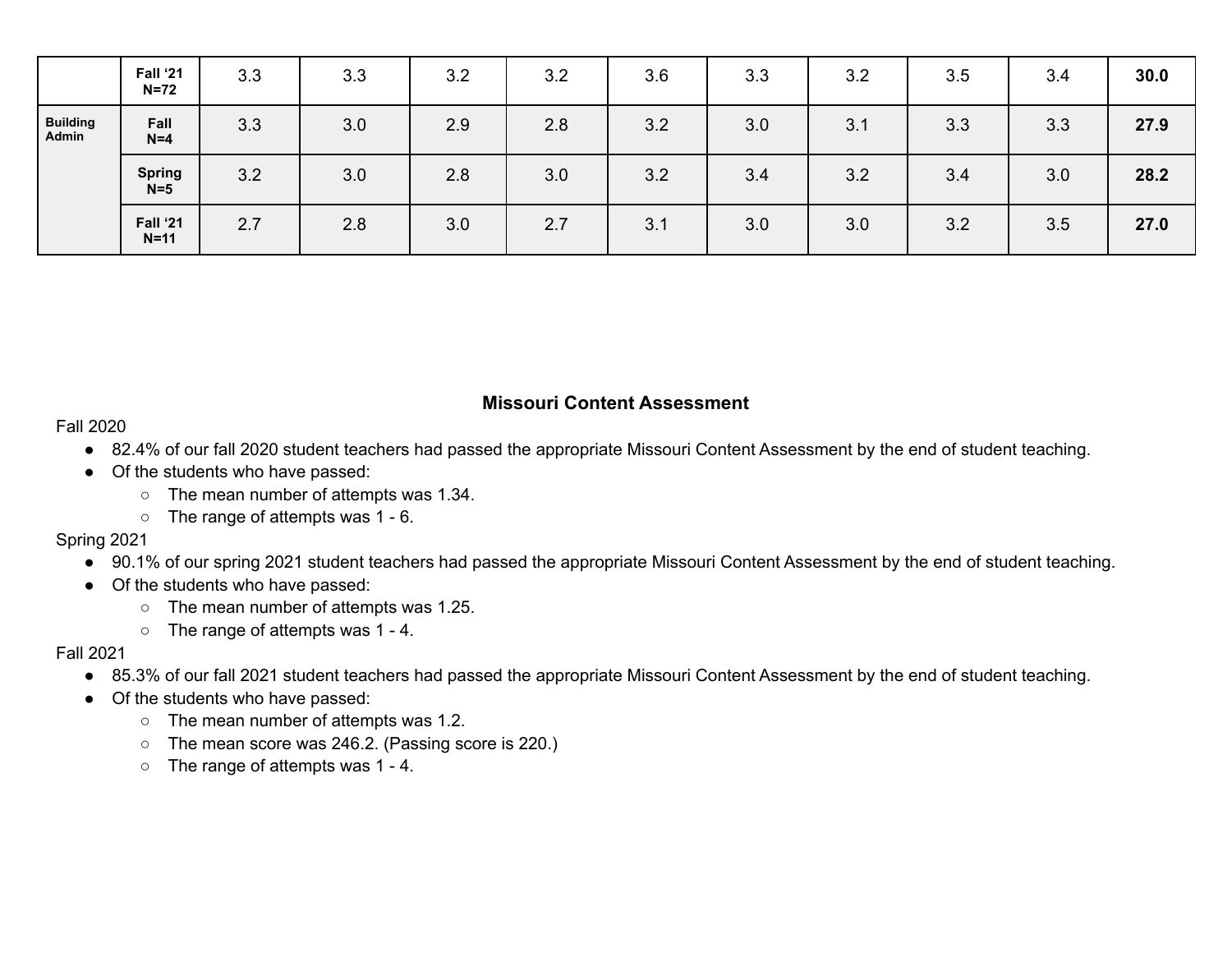| | | | | | | | | | | | |
|---|---|---|---|---|---|---|---|---|---|---|---|
| | **Fall '21 N=72** | 3.3 | 3.3 | 3.2 | 3.2 | 3.6 | 3.3 | 3.2 | 3.5 | 3.4 | **30.0** |
| **Building Admin** | **Fall N=4** | 3.3 | 3.0 | 2.9 | 2.8 | 3.2 | 3.0 | 3.1 | 3.3 | 3.3 | **27.9** |
| | **Spring N=5** | 3.2 | 3.0 | 2.8 | 3.0 | 3.2 | 3.4 | 3.2 | 3.4 | 3.0 | **28.2** |
| | **Fall '21 N=11** | 2.7 | 2.8 | 3.0 | 2.7 | 3.1 | 3.0 | 3.0 | 3.2 | 3.5 | **27.0** |

## Missouri Content Assessment

Fall 2020

- 82.4% of our fall 2020 student teachers had passed the appropriate Missouri Content Assessment by the end of student teaching.
- Of the students who have passed:
  - The mean number of attempts was 1.34.
  - The range of attempts was 1 - 6.

Spring 2021

- 90.1% of our spring 2021 student teachers had passed the appropriate Missouri Content Assessment by the end of student teaching.
- Of the students who have passed:
  - The mean number of attempts was 1.25.
  - The range of attempts was 1 - 4.

Fall 2021

- 85.3% of our fall 2021 student teachers had passed the appropriate Missouri Content Assessment by the end of student teaching.
- Of the students who have passed:
  - The mean number of attempts was 1.2.
  - The mean score was 246.2. (Passing score is 220.)
  - The range of attempts was 1 - 4.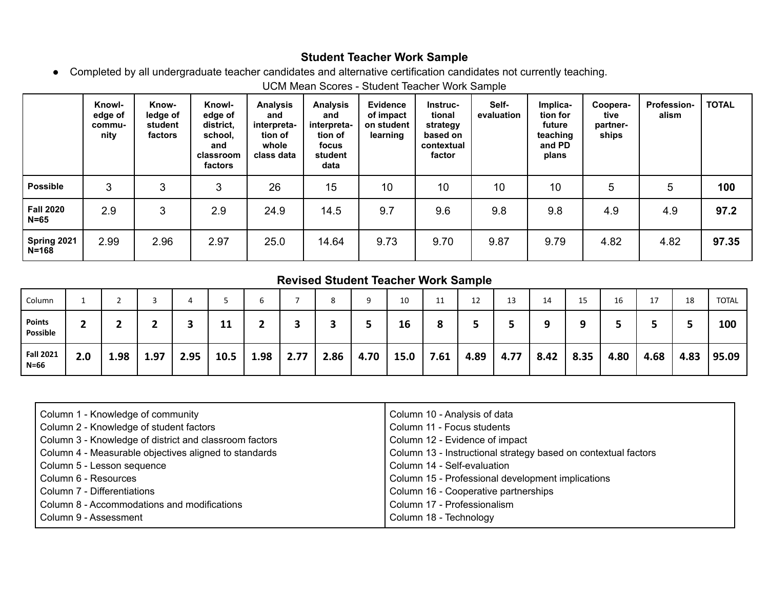## Student Teacher Work Sample

- Completed by all undergraduate teacher candidates and alternative certification candidates not currently teaching.

UCM Mean Scores - Student Teacher Work Sample

| | Knowledge of community | Knowledge of student factors | Knowledge of district, school, and classroom factors | Analysis and interpretation of whole class data | Analysis and interpretation of focus student data | Evidence of impact on student learning | Instructional strategy based on contextual factor | Self-evaluation | Implication for future teaching and PD plans | Cooperative partnerships | Professionalism | TOTAL |
|---|---|---|---|---|---|---|---|---|---|---|---|---|
| **Possible** | 3 | 3 | 3 | 26 | 15 | 10 | 10 | 10 | 10 | 5 | 5 | **100** |
| **Fall 2020 N=65** | 2.9 | 3 | 2.9 | 24.9 | 14.5 | 9.7 | 9.6 | 9.8 | 9.8 | 4.9 | 4.9 | **97.2** |
| **Spring 2021 N=168** | 2.99 | 2.96 | 2.97 | 25.0 | 14.64 | 9.73 | 9.70 | 9.87 | 9.79 | 4.82 | 4.82 | **97.35** |

### Revised Student Teacher Work Sample

| Column | 1 | 2 | 3 | 4 | 5 | 6 | 7 | 8 | 9 | 10 | 11 | 12 | 13 | 14 | 15 | 16 | 17 | 18 | TOTAL |
|---|---|---|---|---|---|---|---|---|---|---|---|---|---|---|---|---|---|---|---|
| **Points Possible** | **2** | **2** | **2** | **3** | **11** | **2** | **3** | **3** | **5** | **16** | **8** | **5** | **5** | **9** | **9** | **5** | **5** | **5** | **100** |
| **Fall 2021 N=66** | **2.0** | **1.98** | **1.97** | **2.95** | **10.5** | **1.98** | **2.77** | **2.86** | **4.70** | **15.0** | **7.61** | **4.89** | **4.77** | **8.42** | **8.35** | **4.80** | **4.68** | **4.83** | **95.09** |

| | |
|---|---|
| Column 1 - Knowledge of community | Column 10 - Analysis of data |
| Column 2 - Knowledge of student factors | Column 11 - Focus students |
| Column 3 - Knowledge of district and classroom factors | Column 12 - Evidence of impact |
| Column 4 - Measurable objectives aligned to standards | Column 13 - Instructional strategy based on contextual factors |
| Column 5 - Lesson sequence | Column 14 - Self-evaluation |
| Column 6 - Resources | Column 15 - Professional development implications |
| Column 7 - Differentiations | Column 16 - Cooperative partnerships |
| Column 8 - Accommodations and modifications | Column 17 - Professionalism |
| Column 9 - Assessment | Column 18 - Technology |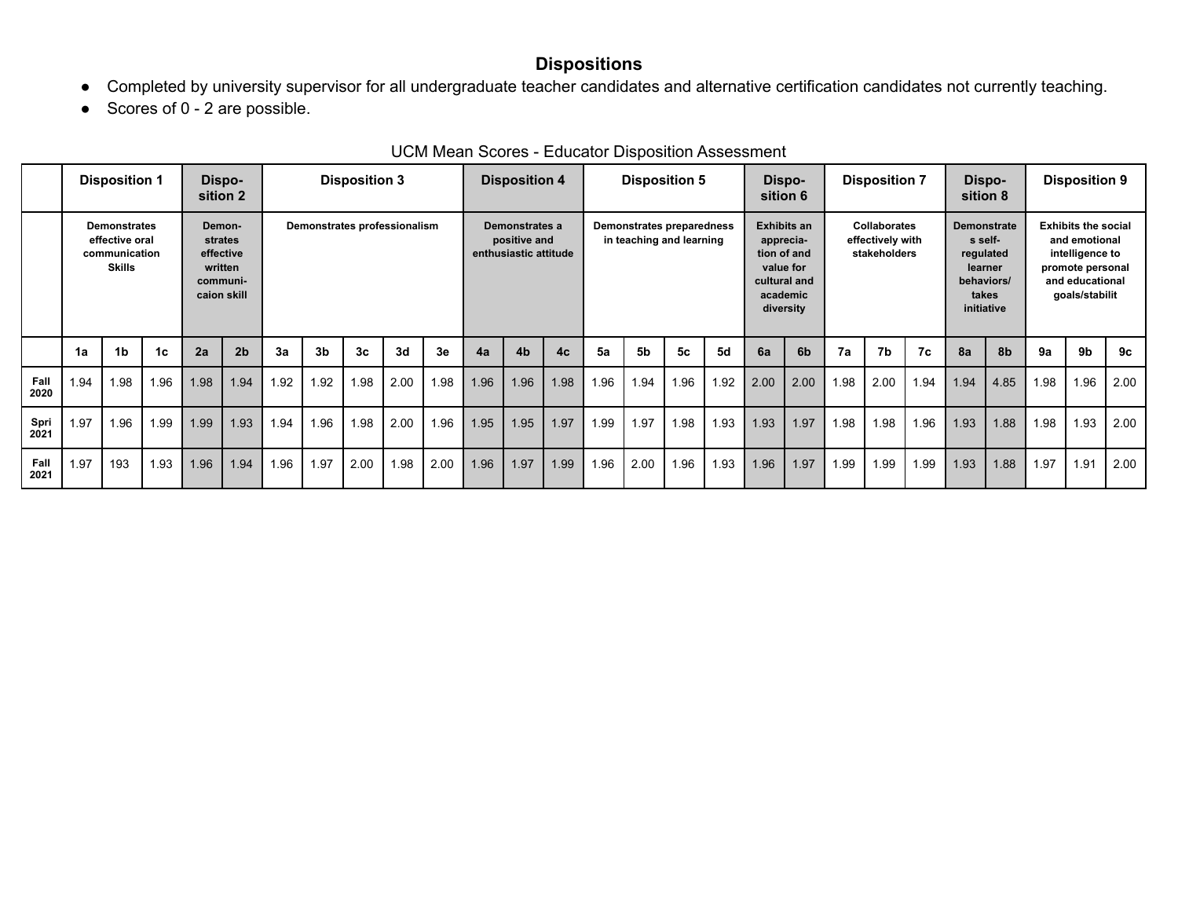## Dispositions

- Completed by university supervisor for all undergraduate teacher candidates and alternative certification candidates not currently teaching.
- Scores of 0 - 2 are possible.

UCM Mean Scores - Educator Disposition Assessment

| | Disposition 1 | | | Dispo-sition 2 | | Disposition 3 | | | | | Disposition 4 | | | Disposition 5 | | | | Dispo-sition 6 | | Disposition 7 | | | Dispo-sition 8 | | Disposition 9 | | |
|---|---|---|---|---|---|---|---|---|---|---|---|---|---|---|---|---|---|---|---|---|---|---|---|---|---|---|---|
| | Demonstrates effective oral communication Skills | | | Demon-strates effective written communi-caion skill | | Demonstrates professionalism | | | | | Demonstrates a positive and enthusiastic attitude | | | Demonstrates preparedness in teaching and learning | | | | Exhibits an apprecia-tion of and value for cultural and academic diversity | | Collaborates effectively with stakeholders | | | Demonstrate s self-regulated learner behaviors/ takes initiative | | Exhibits the social and emotional intelligence to promote personal and educational goals/stabilit | | |
| | 1a | 1b | 1c | 2a | 2b | 3a | 3b | 3c | 3d | 3e | 4a | 4b | 4c | 5a | 5b | 5c | 5d | 6a | 6b | 7a | 7b | 7c | 8a | 8b | 9a | 9b | 9c |
| Fall 2020 | 1.94 | 1.98 | 1.96 | 1.98 | 1.94 | 1.92 | 1.92 | 1.98 | 2.00 | 1.98 | 1.96 | 1.96 | 1.98 | 1.96 | 1.94 | 1.96 | 1.92 | 2.00 | 2.00 | 1.98 | 2.00 | 1.94 | 1.94 | 4.85 | 1.98 | 1.96 | 2.00 |
| Spri 2021 | 1.97 | 1.96 | 1.99 | 1.99 | 1.93 | 1.94 | 1.96 | 1.98 | 2.00 | 1.96 | 1.95 | 1.95 | 1.97 | 1.99 | 1.97 | 1.98 | 1.93 | 1.93 | 1.97 | 1.98 | 1.98 | 1.96 | 1.93 | 1.88 | 1.98 | 1.93 | 2.00 |
| Fall 2021 | 1.97 | 193 | 1.93 | 1.96 | 1.94 | 1.96 | 1.97 | 2.00 | 1.98 | 2.00 | 1.96 | 1.97 | 1.99 | 1.96 | 2.00 | 1.96 | 1.93 | 1.96 | 1.97 | 1.99 | 1.99 | 1.99 | 1.93 | 1.88 | 1.97 | 1.91 | 2.00 |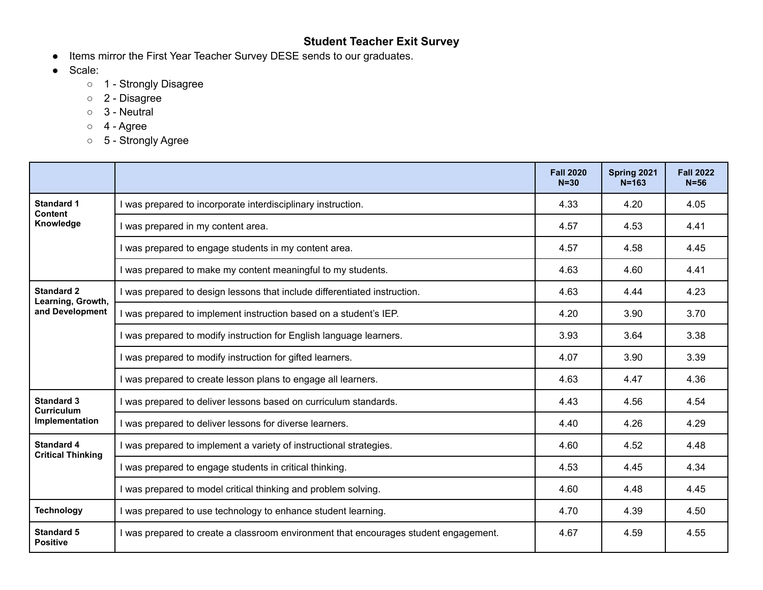# Student Teacher Exit Survey

- Items mirror the First Year Teacher Survey DESE sends to our graduates.
- Scale:
  - 1 - Strongly Disagree
  - 2 - Disagree
  - 3 - Neutral
  - 4 - Agree
  - 5 - Strongly Agree

| | | Fall 2020 N=30 | Spring 2021 N=163 | Fall 2022 N=56 |
|---|---|---|---|---|
| **Standard 1 Content Knowledge** | I was prepared to incorporate interdisciplinary instruction. | 4.33 | 4.20 | 4.05 |
| | I was prepared in my content area. | 4.57 | 4.53 | 4.41 |
| | I was prepared to engage students in my content area. | 4.57 | 4.58 | 4.45 |
| | I was prepared to make my content meaningful to my students. | 4.63 | 4.60 | 4.41 |
| **Standard 2 Learning, Growth, and Development** | I was prepared to design lessons that include differentiated instruction. | 4.63 | 4.44 | 4.23 |
| | I was prepared to implement instruction based on a student's IEP. | 4.20 | 3.90 | 3.70 |
| | I was prepared to modify instruction for English language learners. | 3.93 | 3.64 | 3.38 |
| | I was prepared to modify instruction for gifted learners. | 4.07 | 3.90 | 3.39 |
| | I was prepared to create lesson plans to engage all learners. | 4.63 | 4.47 | 4.36 |
| **Standard 3 Curriculum Implementation** | I was prepared to deliver lessons based on curriculum standards. | 4.43 | 4.56 | 4.54 |
| | I was prepared to deliver lessons for diverse learners. | 4.40 | 4.26 | 4.29 |
| **Standard 4 Critical Thinking** | I was prepared to implement a variety of instructional strategies. | 4.60 | 4.52 | 4.48 |
| | I was prepared to engage students in critical thinking. | 4.53 | 4.45 | 4.34 |
| | I was prepared to model critical thinking and problem solving. | 4.60 | 4.48 | 4.45 |
| **Technology** | I was prepared to use technology to enhance student learning. | 4.70 | 4.39 | 4.50 |
| **Standard 5 Positive** | I was prepared to create a classroom environment that encourages student engagement. | 4.67 | 4.59 | 4.55 |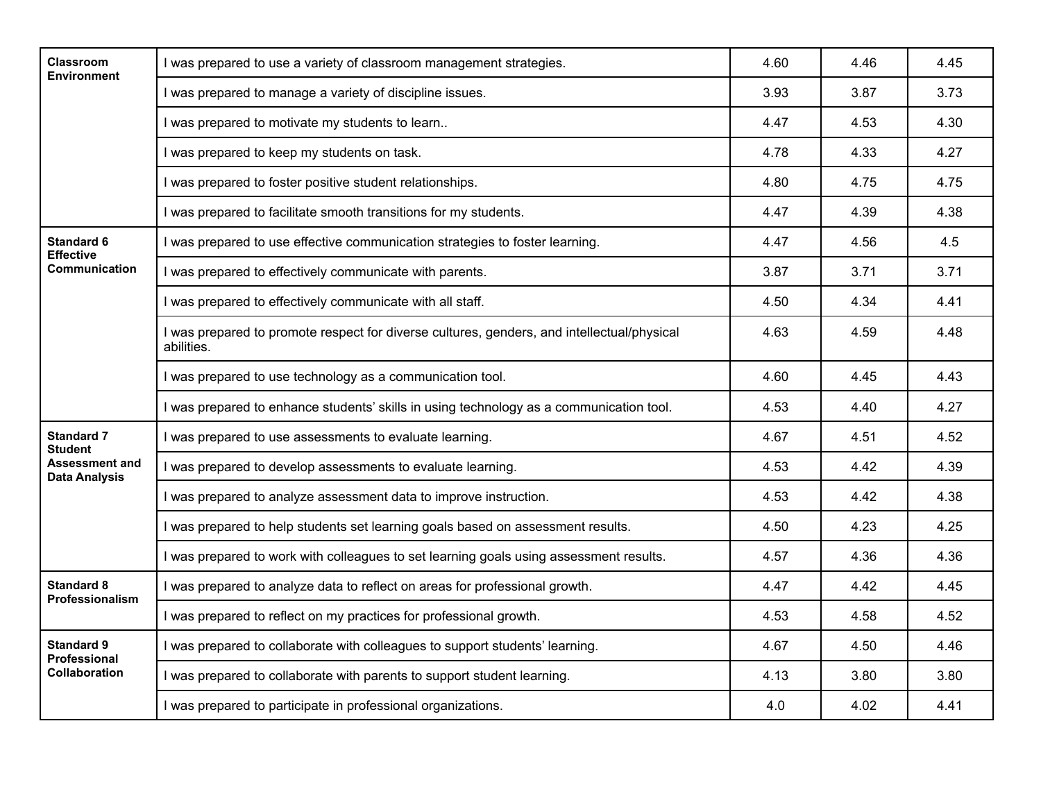| | | | | |
|---|---|---|---|---|
| **Classroom Environment** | I was prepared to use a variety of classroom management strategies. | 4.60 | 4.46 | 4.45 |
| | I was prepared to manage a variety of discipline issues. | 3.93 | 3.87 | 3.73 |
| | I was prepared to motivate my students to learn.. | 4.47 | 4.53 | 4.30 |
| | I was prepared to keep my students on task. | 4.78 | 4.33 | 4.27 |
| | I was prepared to foster positive student relationships. | 4.80 | 4.75 | 4.75 |
| | I was prepared to facilitate smooth transitions for my students. | 4.47 | 4.39 | 4.38 |
| **Standard 6 Effective Communication** | I was prepared to use effective communication strategies to foster learning. | 4.47 | 4.56 | 4.5 |
| | I was prepared to effectively communicate with parents. | 3.87 | 3.71 | 3.71 |
| | I was prepared to effectively communicate with all staff. | 4.50 | 4.34 | 4.41 |
| | I was prepared to promote respect for diverse cultures, genders, and intellectual/physical abilities. | 4.63 | 4.59 | 4.48 |
| | I was prepared to use technology as a communication tool. | 4.60 | 4.45 | 4.43 |
| | I was prepared to enhance students' skills in using technology as a communication tool. | 4.53 | 4.40 | 4.27 |
| **Standard 7 Student Assessment and Data Analysis** | I was prepared to use assessments to evaluate learning. | 4.67 | 4.51 | 4.52 |
| | I was prepared to develop assessments to evaluate learning. | 4.53 | 4.42 | 4.39 |
| | I was prepared to analyze assessment data to improve instruction. | 4.53 | 4.42 | 4.38 |
| | I was prepared to help students set learning goals based on assessment results. | 4.50 | 4.23 | 4.25 |
| | I was prepared to work with colleagues to set learning goals using assessment results. | 4.57 | 4.36 | 4.36 |
| **Standard 8 Professionalism** | I was prepared to analyze data to reflect on areas for professional growth. | 4.47 | 4.42 | 4.45 |
| | I was prepared to reflect on my practices for professional growth. | 4.53 | 4.58 | 4.52 |
| **Standard 9 Professional Collaboration** | I was prepared to collaborate with colleagues to support students' learning. | 4.67 | 4.50 | 4.46 |
| | I was prepared to collaborate with parents to support student learning. | 4.13 | 3.80 | 3.80 |
| | I was prepared to participate in professional organizations. | 4.0 | 4.02 | 4.41 |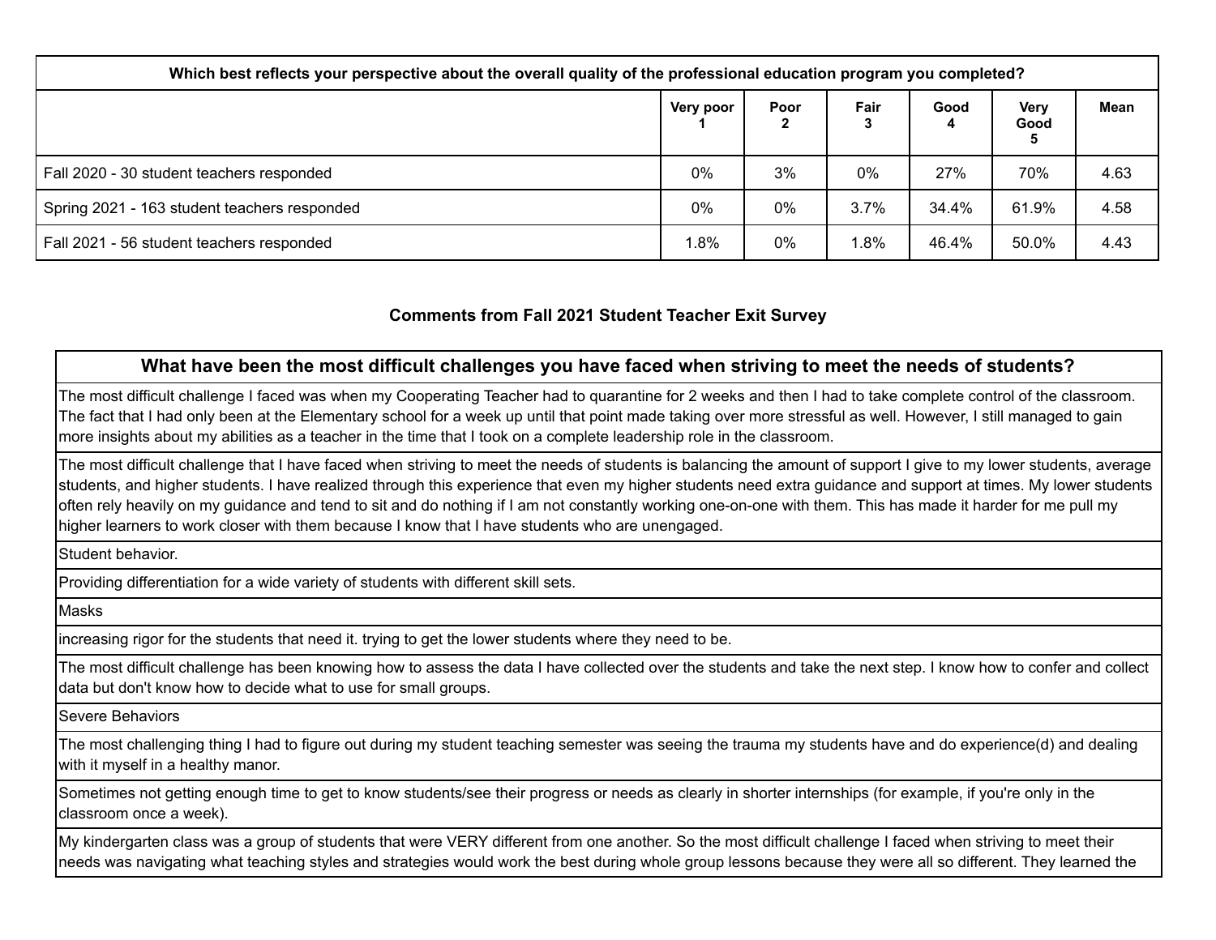| Which best reflects your perspective about the overall quality of the professional education program you completed? | | | | | | |
|---|---|---|---|---|---|---|
| | Very poor 1 | Poor 2 | Fair 3 | Good 4 | Very Good 5 | Mean |
| Fall 2020 - 30 student teachers responded | 0% | 3% | 0% | 27% | 70% | 4.63 |
| Spring 2021 - 163 student teachers responded | 0% | 0% | 3.7% | 34.4% | 61.9% | 4.58 |
| Fall 2021 - 56 student teachers responded | 1.8% | 0% | 1.8% | 46.4% | 50.0% | 4.43 |

### Comments from Fall 2021 Student Teacher Exit Survey

| What have been the most difficult challenges you have faced when striving to meet the needs of students? |
|---|
| The most difficult challenge I faced was when my Cooperating Teacher had to quarantine for 2 weeks and then I had to take complete control of the classroom. The fact that I had only been at the Elementary school for a week up until that point made taking over more stressful as well. However, I still managed to gain more insights about my abilities as a teacher in the time that I took on a complete leadership role in the classroom. |
| The most difficult challenge that I have faced when striving to meet the needs of students is balancing the amount of support I give to my lower students, average students, and higher students. I have realized through this experience that even my higher students need extra guidance and support at times. My lower students often rely heavily on my guidance and tend to sit and do nothing if I am not constantly working one-on-one with them. This has made it harder for me pull my higher learners to work closer with them because I know that I have students who are unengaged. |
| Student behavior. |
| Providing differentiation for a wide variety of students with different skill sets. |
| Masks |
| increasing rigor for the students that need it. trying to get the lower students where they need to be. |
| The most difficult challenge has been knowing how to assess the data I have collected over the students and take the next step. I know how to confer and collect data but don't know how to decide what to use for small groups. |
| Severe Behaviors |
| The most challenging thing I had to figure out during my student teaching semester was seeing the trauma my students have and do experience(d) and dealing with it myself in a healthy manor. |
| Sometimes not getting enough time to get to know students/see their progress or needs as clearly in shorter internships (for example, if you're only in the classroom once a week). |
| My kindergarten class was a group of students that were VERY different from one another. So the most difficult challenge I faced when striving to meet their needs was navigating what teaching styles and strategies would work the best during whole group lessons because they were all so different. They learned the |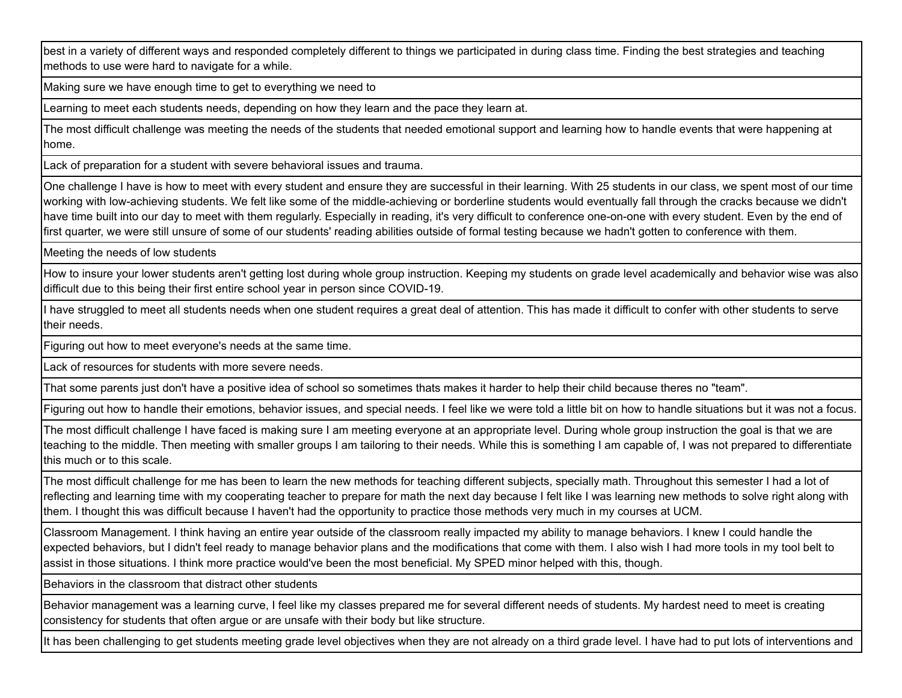| |
|---|
| best in a variety of different ways and responded completely different to things we participated in during class time. Finding the best strategies and teaching methods to use were hard to navigate for a while. |
| Making sure we have enough time to get to everything we need to |
| Learning to meet each students needs, depending on how they learn and the pace they learn at. |
| The most difficult challenge was meeting the needs of the students that needed emotional support and learning how to handle events that were happening at home. |
| Lack of preparation for a student with severe behavioral issues and trauma. |
| One challenge I have is how to meet with every student and ensure they are successful in their learning. With 25 students in our class, we spent most of our time working with low-achieving students. We felt like some of the middle-achieving or borderline students would eventually fall through the cracks because we didn't have time built into our day to meet with them regularly. Especially in reading, it's very difficult to conference one-on-one with every student. Even by the end of first quarter, we were still unsure of some of our students' reading abilities outside of formal testing because we hadn't gotten to conference with them. |
| Meeting the needs of low students |
| How to insure your lower students aren't getting lost during whole group instruction. Keeping my students on grade level academically and behavior wise was also difficult due to this being their first entire school year in person since COVID-19. |
| I have struggled to meet all students needs when one student requires a great deal of attention. This has made it difficult to confer with other students to serve their needs. |
| Figuring out how to meet everyone's needs at the same time. |
| Lack of resources for students with more severe needs. |
| That some parents just don't have a positive idea of school so sometimes thats makes it harder to help their child because theres no "team". |
| Figuring out how to handle their emotions, behavior issues, and special needs. I feel like we were told a little bit on how to handle situations but it was not a focus. |
| The most difficult challenge I have faced is making sure I am meeting everyone at an appropriate level. During whole group instruction the goal is that we are teaching to the middle. Then meeting with smaller groups I am tailoring to their needs. While this is something I am capable of, I was not prepared to differentiate this much or to this scale. |
| The most difficult challenge for me has been to learn the new methods for teaching different subjects, specially math. Throughout this semester I had a lot of reflecting and learning time with my cooperating teacher to prepare for math the next day because I felt like I was learning new methods to solve right along with them. I thought this was difficult because I haven't had the opportunity to practice those methods very much in my courses at UCM. |
| Classroom Management. I think having an entire year outside of the classroom really impacted my ability to manage behaviors. I knew I could handle the expected behaviors, but I didn't feel ready to manage behavior plans and the modifications that come with them. I also wish I had more tools in my tool belt to assist in those situations. I think more practice would've been the most beneficial. My SPED minor helped with this, though. |
| Behaviors in the classroom that distract other students |
| Behavior management was a learning curve, I feel like my classes prepared me for several different needs of students. My hardest need to meet is creating consistency for students that often argue or are unsafe with their body but like structure. |
| It has been challenging to get students meeting grade level objectives when they are not already on a third grade level. I have had to put lots of interventions and |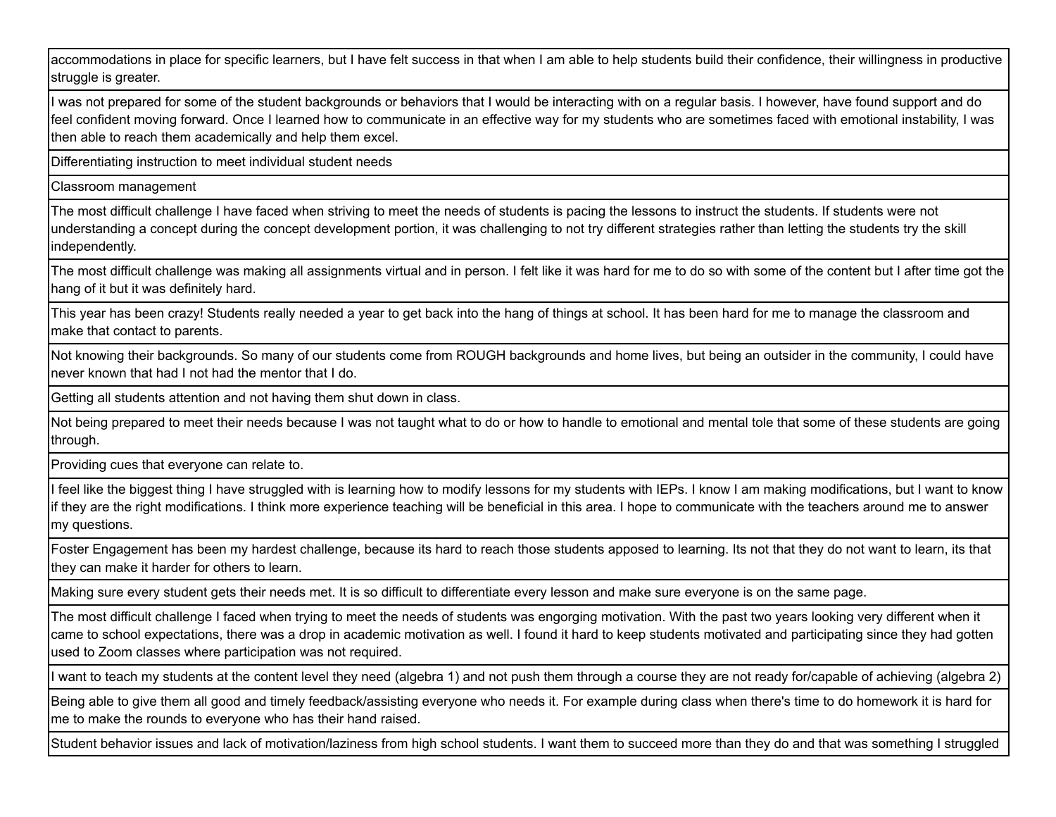| |
|---|
| accommodations in place for specific learners, but I have felt success in that when I am able to help students build their confidence, their willingness in productive struggle is greater. |
| I was not prepared for some of the student backgrounds or behaviors that I would be interacting with on a regular basis. I however, have found support and do feel confident moving forward. Once I learned how to communicate in an effective way for my students who are sometimes faced with emotional instability, I was then able to reach them academically and help them excel. |
| Differentiating instruction to meet individual student needs |
| Classroom management |
| The most difficult challenge I have faced when striving to meet the needs of students is pacing the lessons to instruct the students. If students were not understanding a concept during the concept development portion, it was challenging to not try different strategies rather than letting the students try the skill independently. |
| The most difficult challenge was making all assignments virtual and in person. I felt like it was hard for me to do so with some of the content but I after time got the hang of it but it was definitely hard. |
| This year has been crazy! Students really needed a year to get back into the hang of things at school. It has been hard for me to manage the classroom and make that contact to parents. |
| Not knowing their backgrounds. So many of our students come from ROUGH backgrounds and home lives, but being an outsider in the community, I could have never known that had I not had the mentor that I do. |
| Getting all students attention and not having them shut down in class. |
| Not being prepared to meet their needs because I was not taught what to do or how to handle to emotional and mental tole that some of these students are going through. |
| Providing cues that everyone can relate to. |
| I feel like the biggest thing I have struggled with is learning how to modify lessons for my students with IEPs. I know I am making modifications, but I want to know if they are the right modifications. I think more experience teaching will be beneficial in this area. I hope to communicate with the teachers around me to answer my questions. |
| Foster Engagement has been my hardest challenge, because its hard to reach those students apposed to learning. Its not that they do not want to learn, its that they can make it harder for others to learn. |
| Making sure every student gets their needs met. It is so difficult to differentiate every lesson and make sure everyone is on the same page. |
| The most difficult challenge I faced when trying to meet the needs of students was engorging motivation. With the past two years looking very different when it came to school expectations, there was a drop in academic motivation as well. I found it hard to keep students motivated and participating since they had gotten used to Zoom classes where participation was not required. |
| I want to teach my students at the content level they need (algebra 1) and not push them through a course they are not ready for/capable of achieving (algebra 2) |
| Being able to give them all good and timely feedback/assisting everyone who needs it. For example during class when there's time to do homework it is hard for me to make the rounds to everyone who has their hand raised. |
| Student behavior issues and lack of motivation/laziness from high school students. I want them to succeed more than they do and that was something I struggled |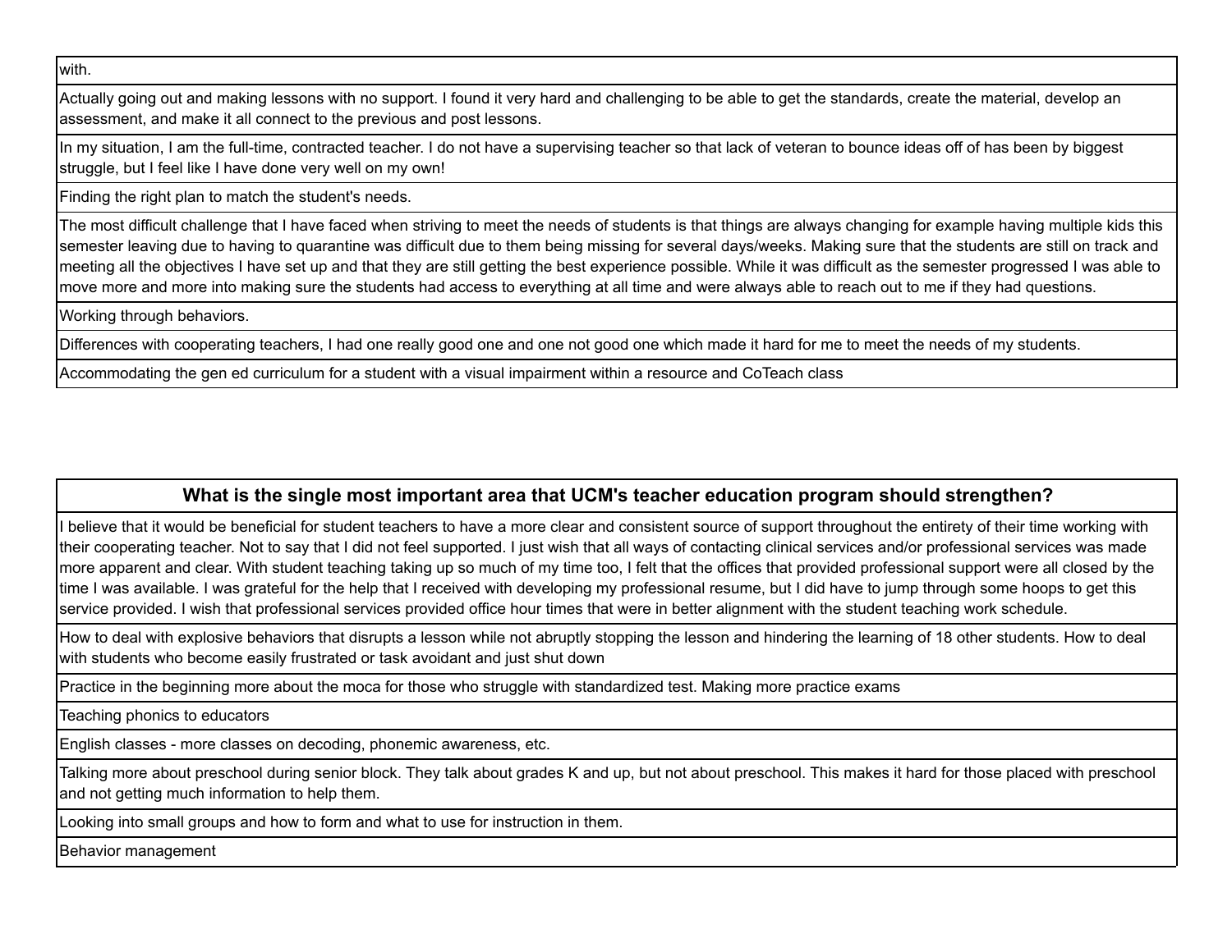| |
|---|
| with. |
| Actually going out and making lessons with no support. I found it very hard and challenging to be able to get the standards, create the material, develop an assessment, and make it all connect to the previous and post lessons. |
| In my situation, I am the full-time, contracted teacher. I do not have a supervising teacher so that lack of veteran to bounce ideas off of has been by biggest struggle, but I feel like I have done very well on my own! |
| Finding the right plan to match the student's needs. |
| The most difficult challenge that I have faced when striving to meet the needs of students is that things are always changing for example having multiple kids this semester leaving due to having to quarantine was difficult due to them being missing for several days/weeks. Making sure that the students are still on track and meeting all the objectives I have set up and that they are still getting the best experience possible. While it was difficult as the semester progressed I was able to move more and more into making sure the students had access to everything at all time and were always able to reach out to me if they had questions. |
| Working through behaviors. |
| Differences with cooperating teachers, I had one really good one and one not good one which made it hard for me to meet the needs of my students. |
| Accommodating the gen ed curriculum for a student with a visual impairment within a resource and CoTeach class |

| **What is the single most important area that UCM's teacher education program should strengthen?** |
|---|
| I believe that it would be beneficial for student teachers to have a more clear and consistent source of support throughout the entirety of their time working with their cooperating teacher. Not to say that I did not feel supported. I just wish that all ways of contacting clinical services and/or professional services was made more apparent and clear. With student teaching taking up so much of my time too, I felt that the offices that provided professional support were all closed by the time I was available. I was grateful for the help that I received with developing my professional resume, but I did have to jump through some hoops to get this service provided. I wish that professional services provided office hour times that were in better alignment with the student teaching work schedule. |
| How to deal with explosive behaviors that disrupts a lesson while not abruptly stopping the lesson and hindering the learning of 18 other students. How to deal with students who become easily frustrated or task avoidant and just shut down |
| Practice in the beginning more about the moca for those who struggle with standardized test. Making more practice exams |
| Teaching phonics to educators |
| English classes - more classes on decoding, phonemic awareness, etc. |
| Talking more about preschool during senior block. They talk about grades K and up, but not about preschool. This makes it hard for those placed with preschool and not getting much information to help them. |
| Looking into small groups and how to form and what to use for instruction in them. |
| Behavior management |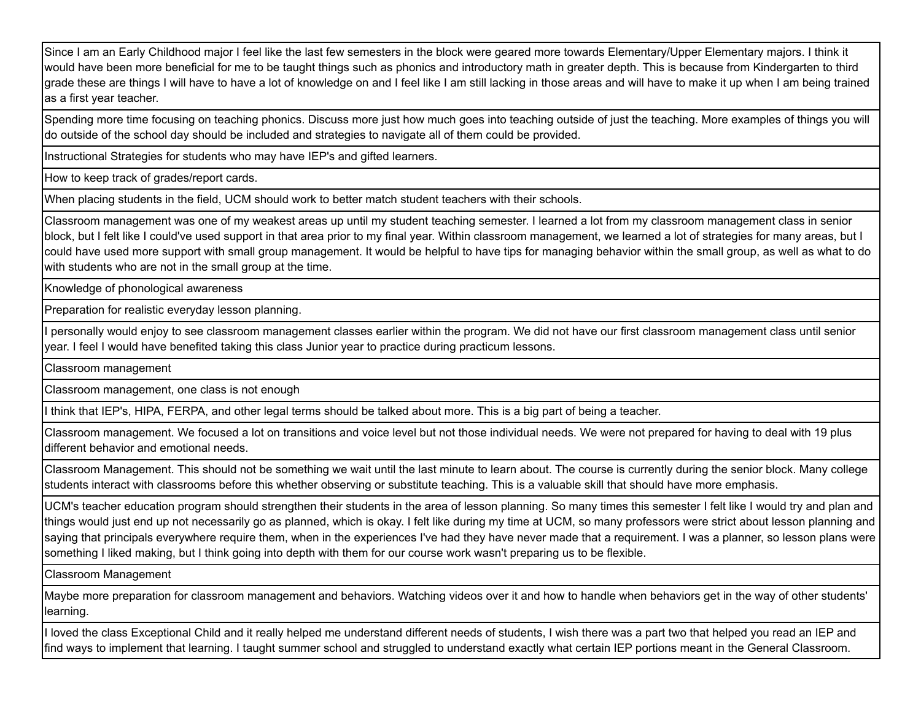| |
|---|
| Since I am an Early Childhood major I feel like the last few semesters in the block were geared more towards Elementary/Upper Elementary majors. I think it would have been more beneficial for me to be taught things such as phonics and introductory math in greater depth. This is because from Kindergarten to third grade these are things I will have to have a lot of knowledge on and I feel like I am still lacking in those areas and will have to make it up when I am being trained as a first year teacher. |
| Spending more time focusing on teaching phonics. Discuss more just how much goes into teaching outside of just the teaching. More examples of things you will do outside of the school day should be included and strategies to navigate all of them could be provided. |
| Instructional Strategies for students who may have IEP's and gifted learners. |
| How to keep track of grades/report cards. |
| When placing students in the field, UCM should work to better match student teachers with their schools. |
| Classroom management was one of my weakest areas up until my student teaching semester. I learned a lot from my classroom management class in senior block, but I felt like I could've used support in that area prior to my final year. Within classroom management, we learned a lot of strategies for many areas, but I could have used more support with small group management. It would be helpful to have tips for managing behavior within the small group, as well as what to do with students who are not in the small group at the time. |
| Knowledge of phonological awareness |
| Preparation for realistic everyday lesson planning. |
| I personally would enjoy to see classroom management classes earlier within the program. We did not have our first classroom management class until senior year. I feel I would have benefited taking this class Junior year to practice during practicum lessons. |
| Classroom management |
| Classroom management, one class is not enough |
| I think that IEP's, HIPA, FERPA, and other legal terms should be talked about more. This is a big part of being a teacher. |
| Classroom management. We focused a lot on transitions and voice level but not those individual needs. We were not prepared for having to deal with 19 plus different behavior and emotional needs. |
| Classroom Management. This should not be something we wait until the last minute to learn about. The course is currently during the senior block. Many college students interact with classrooms before this whether observing or substitute teaching. This is a valuable skill that should have more emphasis. |
| UCM's teacher education program should strengthen their students in the area of lesson planning. So many times this semester I felt like I would try and plan and things would just end up not necessarily go as planned, which is okay. I felt like during my time at UCM, so many professors were strict about lesson planning and saying that principals everywhere require them, when in the experiences I've had they have never made that a requirement. I was a planner, so lesson plans were something I liked making, but I think going into depth with them for our course work wasn't preparing us to be flexible. |
| Classroom Management |
| Maybe more preparation for classroom management and behaviors. Watching videos over it and how to handle when behaviors get in the way of other students' learning. |
| I loved the class Exceptional Child and it really helped me understand different needs of students, I wish there was a part two that helped you read an IEP and find ways to implement that learning. I taught summer school and struggled to understand exactly what certain IEP portions meant in the General Classroom. |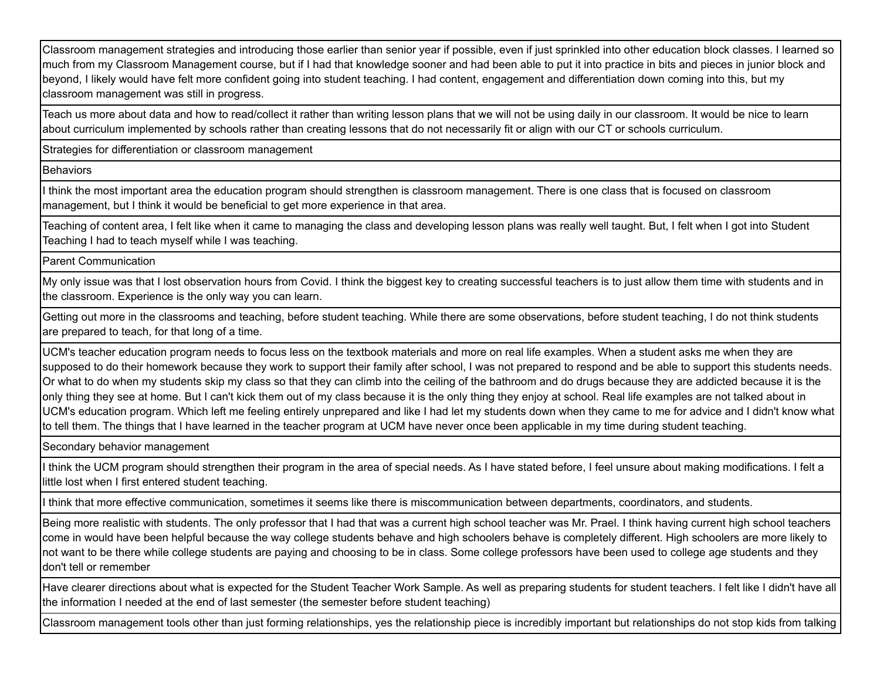| |
|---|
| Classroom management strategies and introducing those earlier than senior year if possible, even if just sprinkled into other education block classes. I learned so much from my Classroom Management course, but if I had that knowledge sooner and had been able to put it into practice in bits and pieces in junior block and beyond, I likely would have felt more confident going into student teaching. I had content, engagement and differentiation down coming into this, but my classroom management was still in progress. |
| Teach us more about data and how to read/collect it rather than writing lesson plans that we will not be using daily in our classroom. It would be nice to learn about curriculum implemented by schools rather than creating lessons that do not necessarily fit or align with our CT or schools curriculum. |
| Strategies for differentiation or classroom management |
| Behaviors |
| I think the most important area the education program should strengthen is classroom management. There is one class that is focused on classroom management, but I think it would be beneficial to get more experience in that area. |
| Teaching of content area, I felt like when it came to managing the class and developing lesson plans was really well taught. But, I felt when I got into Student Teaching I had to teach myself while I was teaching. |
| Parent Communication |
| My only issue was that I lost observation hours from Covid. I think the biggest key to creating successful teachers is to just allow them time with students and in the classroom. Experience is the only way you can learn. |
| Getting out more in the classrooms and teaching, before student teaching. While there are some observations, before student teaching, I do not think students are prepared to teach, for that long of a time. |
| UCM's teacher education program needs to focus less on the textbook materials and more on real life examples. When a student asks me when they are supposed to do their homework because they work to support their family after school, I was not prepared to respond and be able to support this students needs. Or what to do when my students skip my class so that they can climb into the ceiling of the bathroom and do drugs because they are addicted because it is the only thing they see at home. But I can't kick them out of my class because it is the only thing they enjoy at school. Real life examples are not talked about in UCM's education program. Which left me feeling entirely unprepared and like I had let my students down when they came to me for advice and I didn't know what to tell them. The things that I have learned in the teacher program at UCM have never once been applicable in my time during student teaching. |
| Secondary behavior management |
| I think the UCM program should strengthen their program in the area of special needs. As I have stated before, I feel unsure about making modifications. I felt a little lost when I first entered student teaching. |
| I think that more effective communication, sometimes it seems like there is miscommunication between departments, coordinators, and students. |
| Being more realistic with students. The only professor that I had that was a current high school teacher was Mr. Prael. I think having current high school teachers come in would have been helpful because the way college students behave and high schoolers behave is completely different. High schoolers are more likely to not want to be there while college students are paying and choosing to be in class. Some college professors have been used to college age students and they don't tell or remember |
| Have clearer directions about what is expected for the Student Teacher Work Sample. As well as preparing students for student teachers. I felt like I didn't have all the information I needed at the end of last semester (the semester before student teaching) |
| Classroom management tools other than just forming relationships, yes the relationship piece is incredibly important but relationships do not stop kids from talking |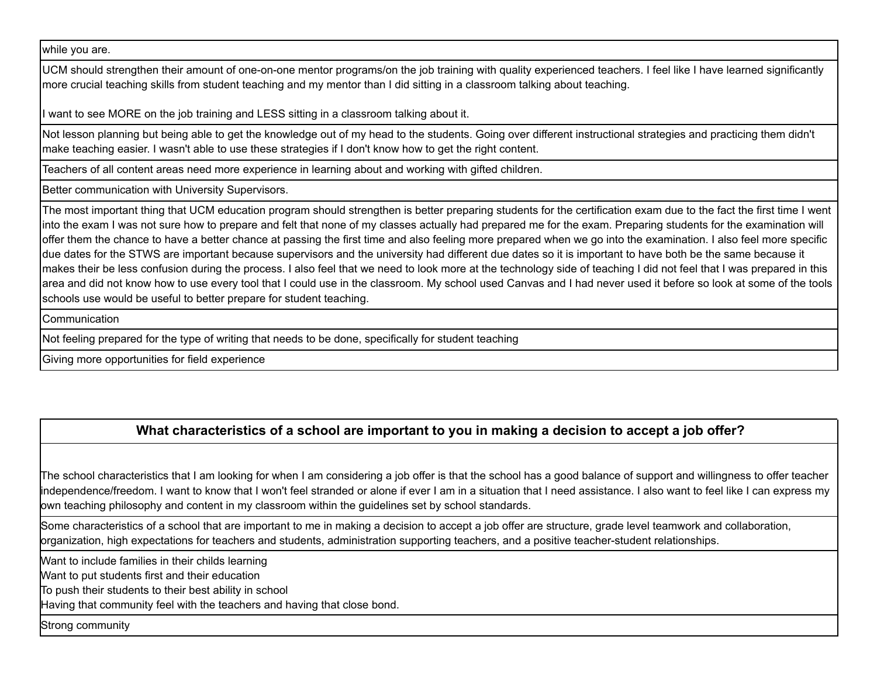| |
|---|
| while you are. |
| UCM should strengthen their amount of one-on-one mentor programs/on the job training with quality experienced teachers. I feel like I have learned significantly more crucial teaching skills from student teaching and my mentor than I did sitting in a classroom talking about teaching.<br><br>I want to see MORE on the job training and LESS sitting in a classroom talking about it. |
| Not lesson planning but being able to get the knowledge out of my head to the students. Going over different instructional strategies and practicing them didn't make teaching easier. I wasn't able to use these strategies if I don't know how to get the right content. |
| Teachers of all content areas need more experience in learning about and working with gifted children. |
| Better communication with University Supervisors. |
| The most important thing that UCM education program should strengthen is better preparing students for the certification exam due to the fact the first time I went into the exam I was not sure how to prepare and felt that none of my classes actually had prepared me for the exam. Preparing students for the examination will offer them the chance to have a better chance at passing the first time and also feeling more prepared when we go into the examination. I also feel more specific due dates for the STWS are important because supervisors and the university had different due dates so it is important to have both be the same because it makes their be less confusion during the process. I also feel that we need to look more at the technology side of teaching I did not feel that I was prepared in this area and did not know how to use every tool that I could use in the classroom. My school used Canvas and I had never used it before so look at some of the tools schools use would be useful to better prepare for student teaching. |
| Communication |
| Not feeling prepared for the type of writing that needs to be done, specifically for student teaching |
| Giving more opportunities for field experience |

| **What characteristics of a school are important to you in making a decision to accept a job offer?** |
|---|
| The school characteristics that I am looking for when I am considering a job offer is that the school has a good balance of support and willingness to offer teacher independence/freedom. I want to know that I won't feel stranded or alone if ever I am in a situation that I need assistance. I also want to feel like I can express my own teaching philosophy and content in my classroom within the guidelines set by school standards. |
| Some characteristics of a school that are important to me in making a decision to accept a job offer are structure, grade level teamwork and collaboration, organization, high expectations for teachers and students, administration supporting teachers, and a positive teacher-student relationships. |
| Want to include families in their childs learning<br>Want to put students first and their education<br>To push their students to their best ability in school<br>Having that community feel with the teachers and having that close bond. |
| Strong community |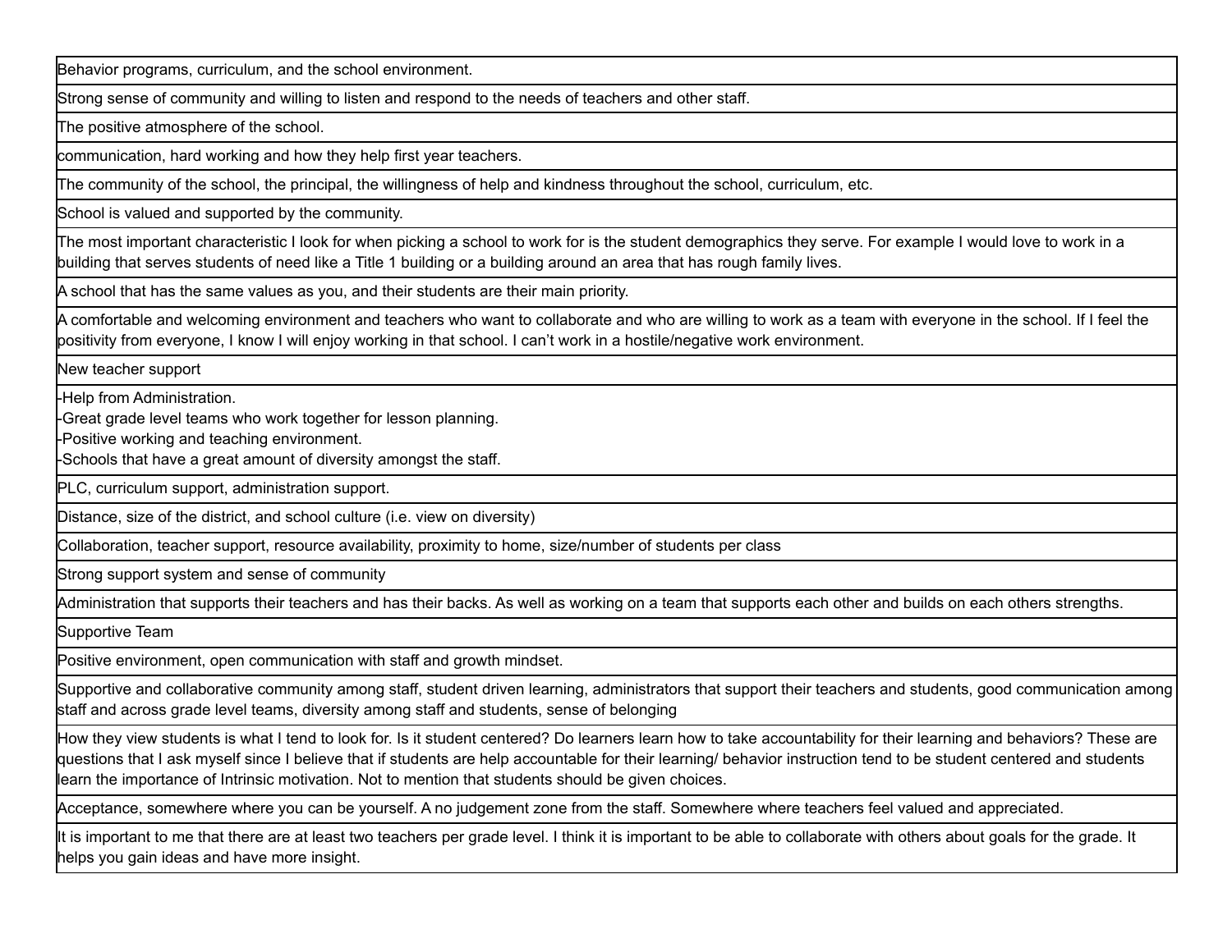| |
|---|
| Behavior programs, curriculum, and the school environment. |
| Strong sense of community and willing to listen and respond to the needs of teachers and other staff. |
| The positive atmosphere of the school. |
| communication, hard working and how they help first year teachers. |
| The community of the school, the principal, the willingness of help and kindness throughout the school, curriculum, etc. |
| School is valued and supported by the community. |
| The most important characteristic I look for when picking a school to work for is the student demographics they serve. For example I would love to work in a building that serves students of need like a Title 1 building or a building around an area that has rough family lives. |
| A school that has the same values as you, and their students are their main priority. |
| A comfortable and welcoming environment and teachers who want to collaborate and who are willing to work as a team with everyone in the school. If I feel the positivity from everyone, I know I will enjoy working in that school. I can't work in a hostile/negative work environment. |
| New teacher support |
| -Help from Administration.<br>-Great grade level teams who work together for lesson planning.<br>-Positive working and teaching environment.<br>-Schools that have a great amount of diversity amongst the staff. |
| PLC, curriculum support, administration support. |
| Distance, size of the district, and school culture (i.e. view on diversity) |
| Collaboration, teacher support, resource availability, proximity to home, size/number of students per class |
| Strong support system and sense of community |
| Administration that supports their teachers and has their backs. As well as working on a team that supports each other and builds on each others strengths. |
| Supportive Team |
| Positive environment, open communication with staff and growth mindset. |
| Supportive and collaborative community among staff, student driven learning, administrators that support their teachers and students, good communication among staff and across grade level teams, diversity among staff and students, sense of belonging |
| How they view students is what I tend to look for. Is it student centered? Do learners learn how to take accountability for their learning and behaviors? These are questions that I ask myself since I believe that if students are help accountable for their learning/ behavior instruction tend to be student centered and students learn the importance of Intrinsic motivation. Not to mention that students should be given choices. |
| Acceptance, somewhere where you can be yourself. A no judgement zone from the staff. Somewhere where teachers feel valued and appreciated. |
| It is important to me that there are at least two teachers per grade level. I think it is important to be able to collaborate with others about goals for the grade. It helps you gain ideas and have more insight. |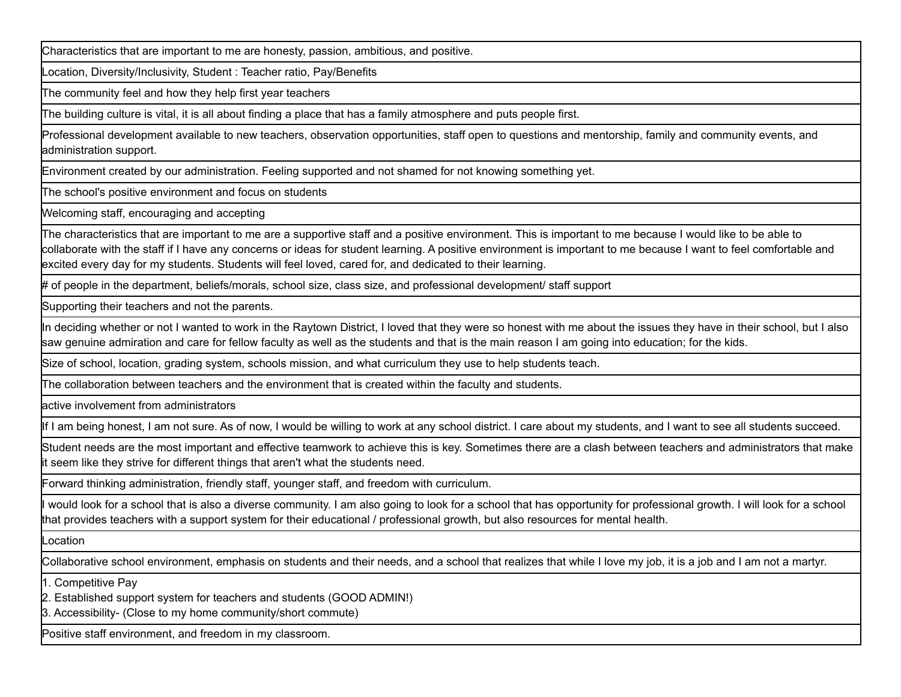| |
|---|
| Characteristics that are important to me are honesty, passion, ambitious, and positive. |
| Location, Diversity/Inclusivity, Student : Teacher ratio, Pay/Benefits |
| The community feel and how they help first year teachers |
| The building culture is vital, it is all about finding a place that has a family atmosphere and puts people first. |
| Professional development available to new teachers, observation opportunities, staff open to questions and mentorship, family and community events, and administration support. |
| Environment created by our administration. Feeling supported and not shamed for not knowing something yet. |
| The school's positive environment and focus on students |
| Welcoming staff, encouraging and accepting |
| The characteristics that are important to me are a supportive staff and a positive environment. This is important to me because I would like to be able to collaborate with the staff if I have any concerns or ideas for student learning. A positive environment is important to me because I want to feel comfortable and excited every day for my students. Students will feel loved, cared for, and dedicated to their learning. |
| # of people in the department, beliefs/morals, school size, class size, and professional development/ staff support |
| Supporting their teachers and not the parents. |
| In deciding whether or not I wanted to work in the Raytown District, I loved that they were so honest with me about the issues they have in their school, but I also saw genuine admiration and care for fellow faculty as well as the students and that is the main reason I am going into education; for the kids. |
| Size of school, location, grading system, schools mission, and what curriculum they use to help students teach. |
| The collaboration between teachers and the environment that is created within the faculty and students. |
| active involvement from administrators |
| If I am being honest, I am not sure. As of now, I would be willing to work at any school district. I care about my students, and I want to see all students succeed. |
| Student needs are the most important and effective teamwork to achieve this is key. Sometimes there are a clash between teachers and administrators that make it seem like they strive for different things that aren't what the students need. |
| Forward thinking administration, friendly staff, younger staff, and freedom with curriculum. |
| I would look for a school that is also a diverse community. I am also going to look for a school that has opportunity for professional growth. I will look for a school that provides teachers with a support system for their educational / professional growth, but also resources for mental health. |
| Location |
| Collaborative school environment, emphasis on students and their needs, and a school that realizes that while I love my job, it is a job and I am not a martyr. |
| 1. Competitive Pay<br>2. Established support system for teachers and students (GOOD ADMIN!)<br>3. Accessibility- (Close to my home community/short commute) |
| Positive staff environment, and freedom in my classroom. |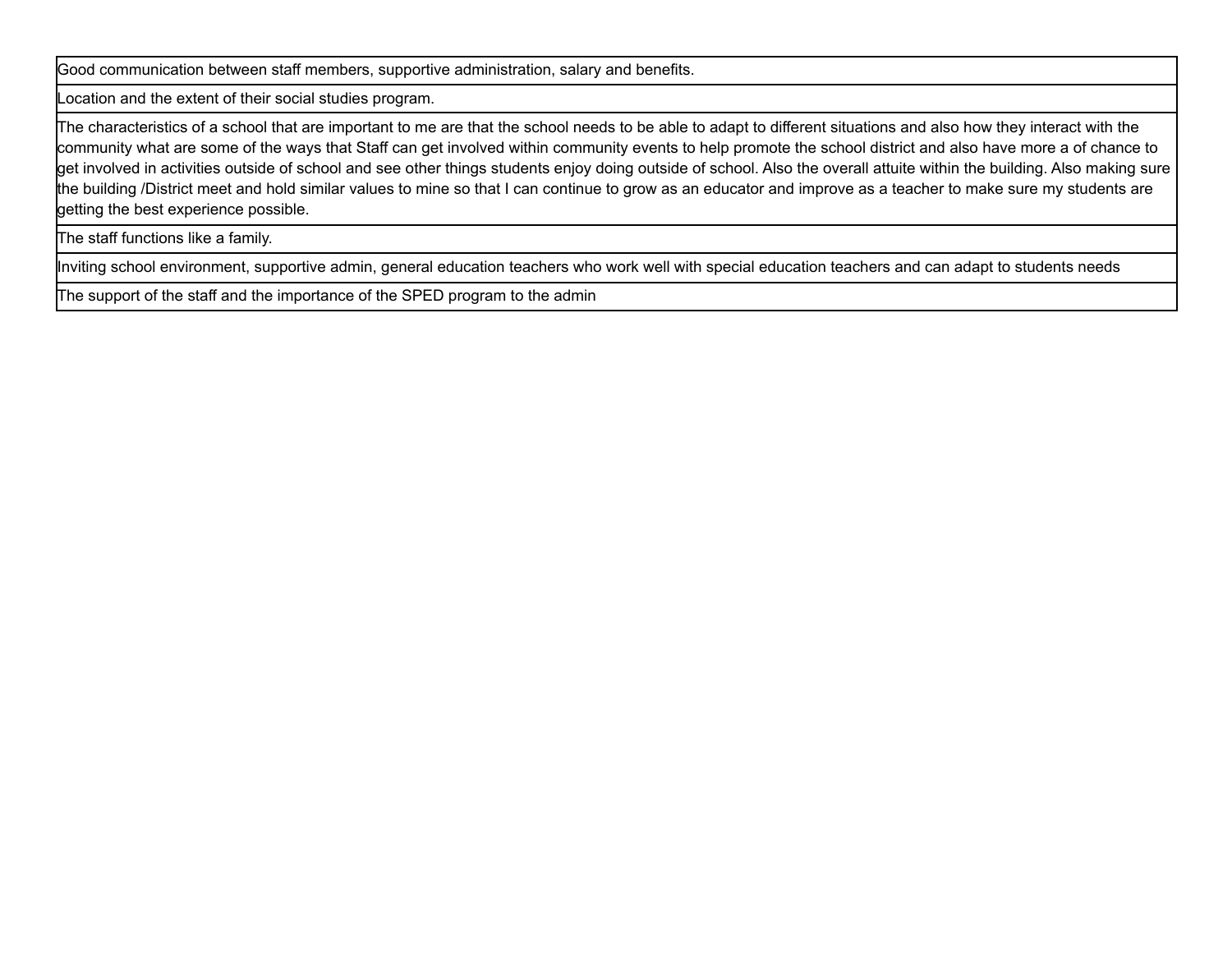| |
|---|
| Good communication between staff members, supportive administration, salary and benefits. |
| Location and the extent of their social studies program. |
| The characteristics of a school that are important to me are that the school needs to be able to adapt to different situations and also how they interact with the community what are some of the ways that Staff can get involved within community events to help promote the school district and also have more a of chance to get involved in activities outside of school and see other things students enjoy doing outside of school. Also the overall attuite within the building. Also making sure the building /District meet and hold similar values to mine so that I can continue to grow as an educator and improve as a teacher to make sure my students are getting the best experience possible. |
| The staff functions like a family. |
| Inviting school environment, supportive admin, general education teachers who work well with special education teachers and can adapt to students needs |
| The support of the staff and the importance of the SPED program to the admin |